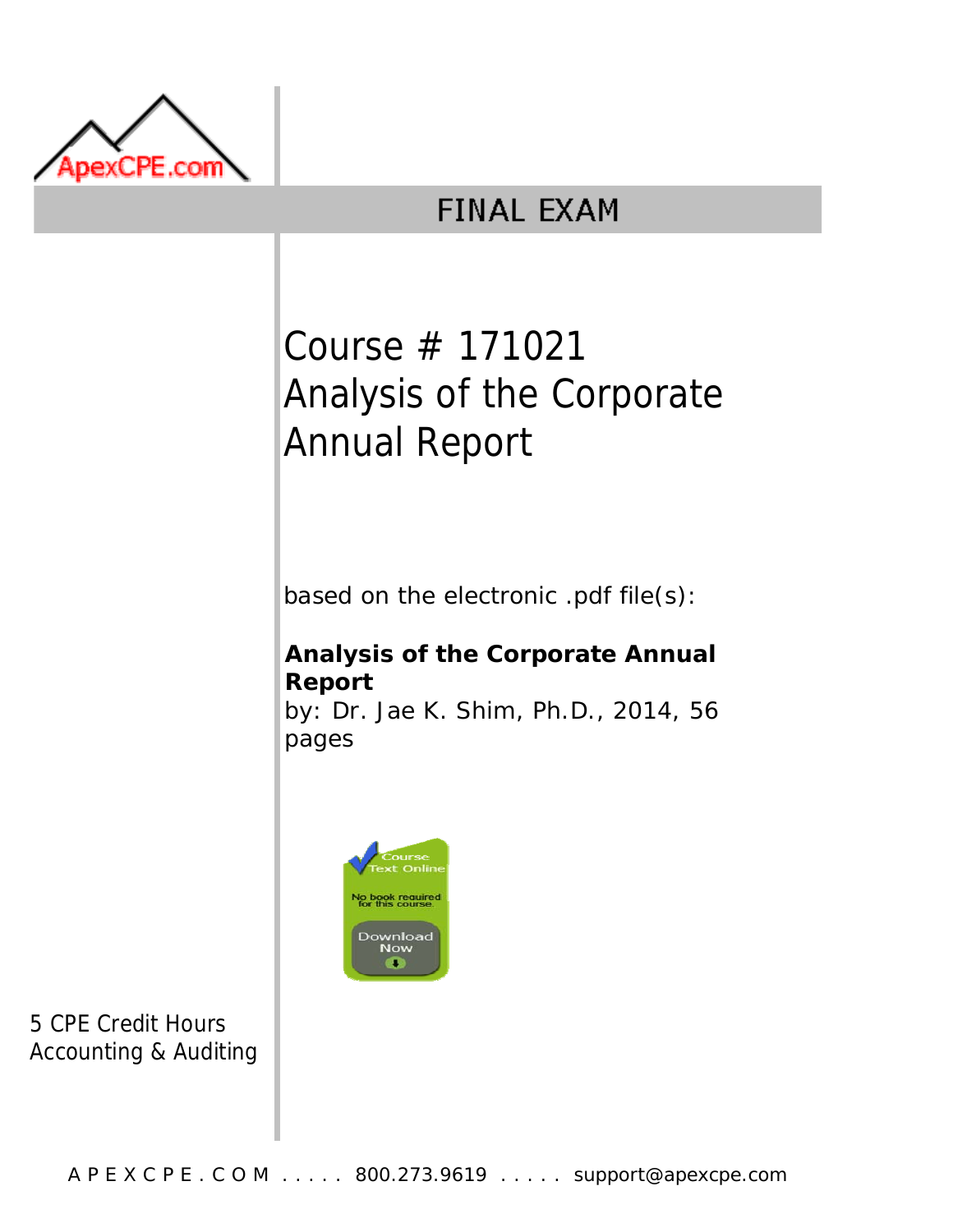ApexCPE.com

# FINAL EXAM

## Course # 171021
## Analysis of the Corporate Annual Report

based on the electronic .pdf file(s):

**Analysis of the Corporate Annual Report**
by: Dr. Jae K. Shim, Ph.D., 2014, 56 pages

Course Text Online
No book required for this course.
Download Now

5 CPE Credit Hours
Accounting & Auditing

APEXCPE.COM ..... 800.273.9619 ..... support@apexcpe.com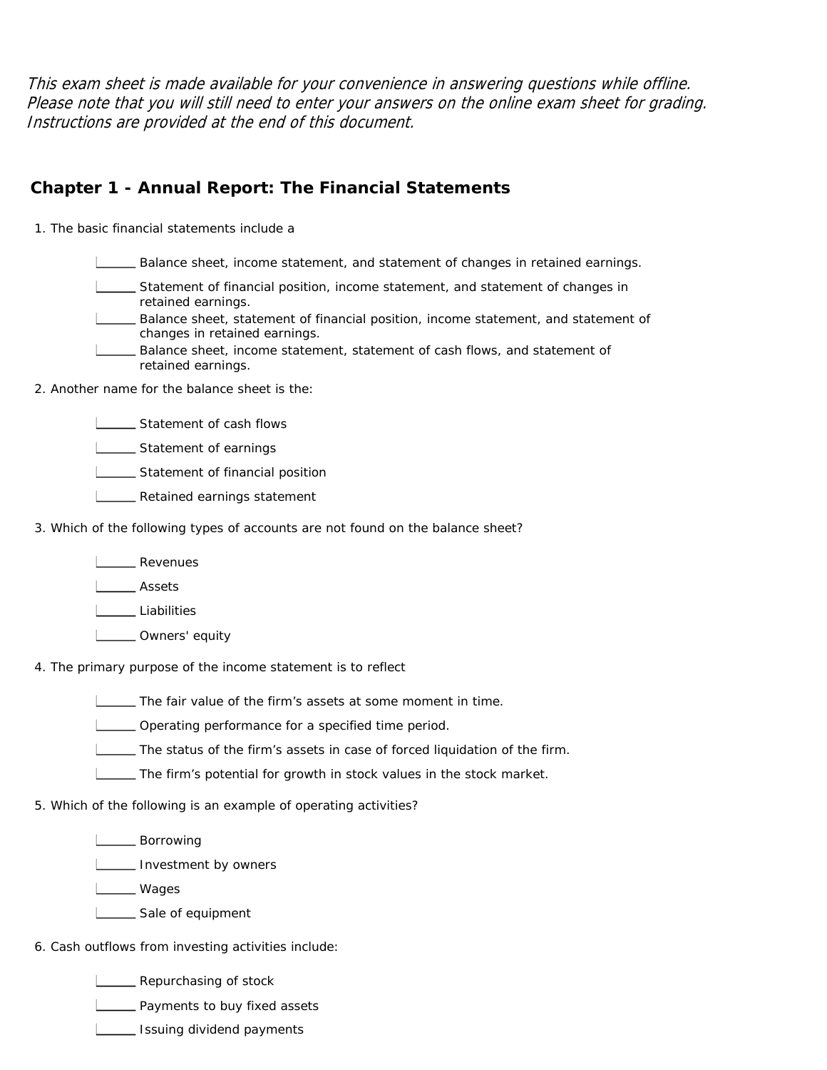*This exam sheet is made available for your convenience in answering questions while offline. Please note that you will still need to enter your answers on the online exam sheet for grading. Instructions are provided at the end of this document.*

## Chapter 1 - Annual Report: The Financial Statements

1. The basic financial statements include a

   ______ Balance sheet, income statement, and statement of changes in retained earnings.

   ______ Statement of financial position, income statement, and statement of changes in retained earnings.

   ______ Balance sheet, statement of financial position, income statement, and statement of changes in retained earnings.

   ______ Balance sheet, income statement, statement of cash flows, and statement of retained earnings.

2. Another name for the balance sheet is the:

   ______ Statement of cash flows

   ______ Statement of earnings

   ______ Statement of financial position

   ______ Retained earnings statement

3. Which of the following types of accounts are not found on the balance sheet?

   ______ Revenues

   ______ Assets

   ______ Liabilities

   ______ Owners' equity

4. The primary purpose of the income statement is to reflect

   ______ The fair value of the firm's assets at some moment in time.

   ______ Operating performance for a specified time period.

   ______ The status of the firm's assets in case of forced liquidation of the firm.

   ______ The firm's potential for growth in stock values in the stock market.

5. Which of the following is an example of operating activities?

   ______ Borrowing

   ______ Investment by owners

   ______ Wages

   ______ Sale of equipment

6. Cash outflows from investing activities include:

   ______ Repurchasing of stock

   ______ Payments to buy fixed assets

   ______ Issuing dividend payments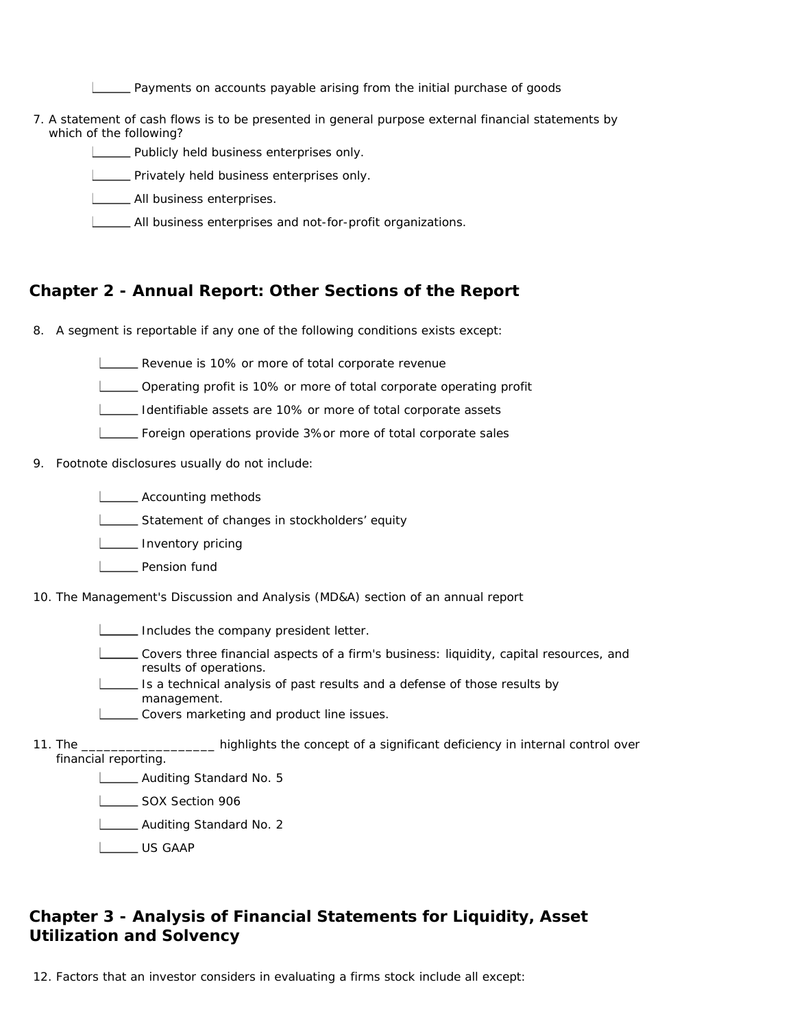- ______ Payments on accounts payable arising from the initial purchase of goods

7. A statement of cash flows is to be presented in general purpose external financial statements by which of the following?
   - ______ Publicly held business enterprises only.
   - ______ Privately held business enterprises only.
   - ______ All business enterprises.
   - ______ All business enterprises and not-for-profit organizations.

## Chapter 2 - Annual Report: Other Sections of the Report

8. A segment is reportable if any one of the following conditions exists except:
   - ______ Revenue is 10% or more of total corporate revenue
   - ______ Operating profit is 10% or more of total corporate operating profit
   - ______ Identifiable assets are 10% or more of total corporate assets
   - ______ Foreign operations provide 3% or more of total corporate sales

9. Footnote disclosures usually do not include:
   - ______ Accounting methods
   - ______ Statement of changes in stockholders' equity
   - ______ Inventory pricing
   - ______ Pension fund

10. The Management's Discussion and Analysis (MD&A) section of an annual report
    - ______ Includes the company president letter.
    - ______ Covers three financial aspects of a firm's business: liquidity, capital resources, and results of operations.
    - ______ Is a technical analysis of past results and a defense of those results by management.
    - ______ Covers marketing and product line issues.

11. The __________________ highlights the concept of a significant deficiency in internal control over financial reporting.
    - ______ Auditing Standard No. 5
    - ______ SOX Section 906
    - ______ Auditing Standard No. 2
    - ______ US GAAP

## Chapter 3 - Analysis of Financial Statements for Liquidity, Asset Utilization and Solvency

12. Factors that an investor considers in evaluating a firms stock include all except: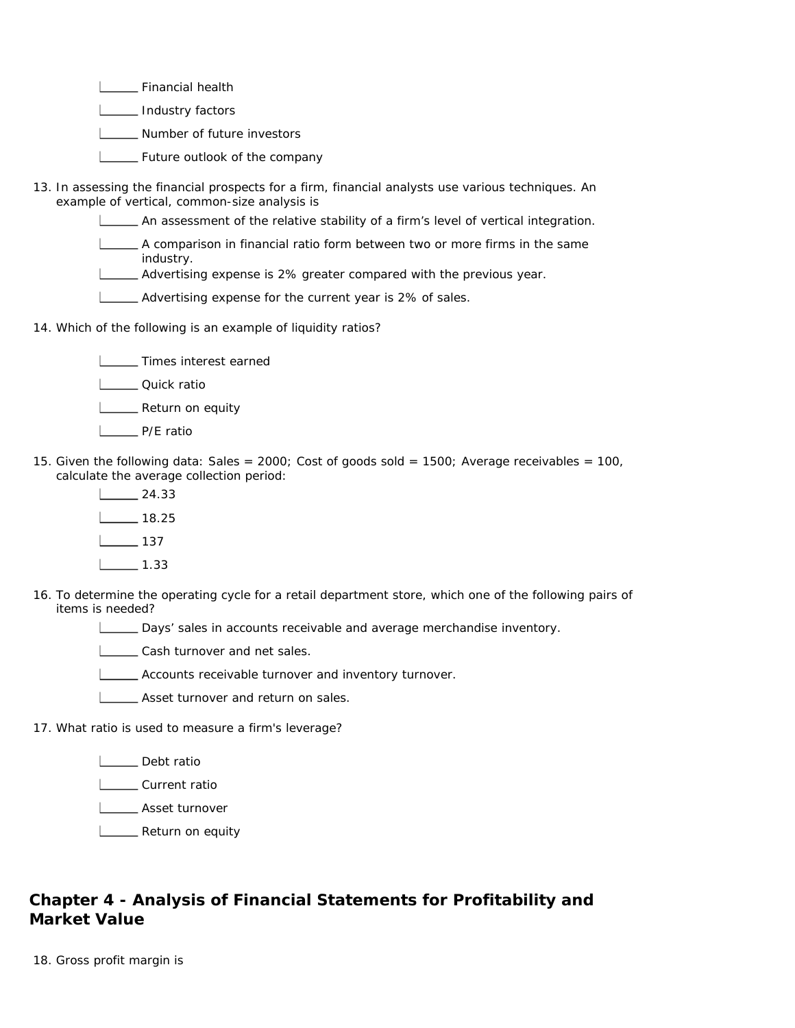- ______ Financial health
- ______ Industry factors
- ______ Number of future investors
- ______ Future outlook of the company

13. In assessing the financial prospects for a firm, financial analysts use various techniques. An example of vertical, common-size analysis is
    - ______ An assessment of the relative stability of a firm's level of vertical integration.
    - ______ A comparison in financial ratio form between two or more firms in the same industry.
    - ______ Advertising expense is 2% greater compared with the previous year.
    - ______ Advertising expense for the current year is 2% of sales.

14. Which of the following is an example of liquidity ratios?
    - ______ Times interest earned
    - ______ Quick ratio
    - ______ Return on equity
    - ______ P/E ratio

15. Given the following data: Sales = 2000; Cost of goods sold = 1500; Average receivables = 100, calculate the average collection period:
    - ______ 24.33
    - ______ 18.25
    - ______ 137
    - ______ 1.33

16. To determine the operating cycle for a retail department store, which one of the following pairs of items is needed?
    - ______ Days' sales in accounts receivable and average merchandise inventory.
    - ______ Cash turnover and net sales.
    - ______ Accounts receivable turnover and inventory turnover.
    - ______ Asset turnover and return on sales.

17. What ratio is used to measure a firm's leverage?
    - ______ Debt ratio
    - ______ Current ratio
    - ______ Asset turnover
    - ______ Return on equity

## Chapter 4 - Analysis of Financial Statements for Profitability and Market Value

18. Gross profit margin is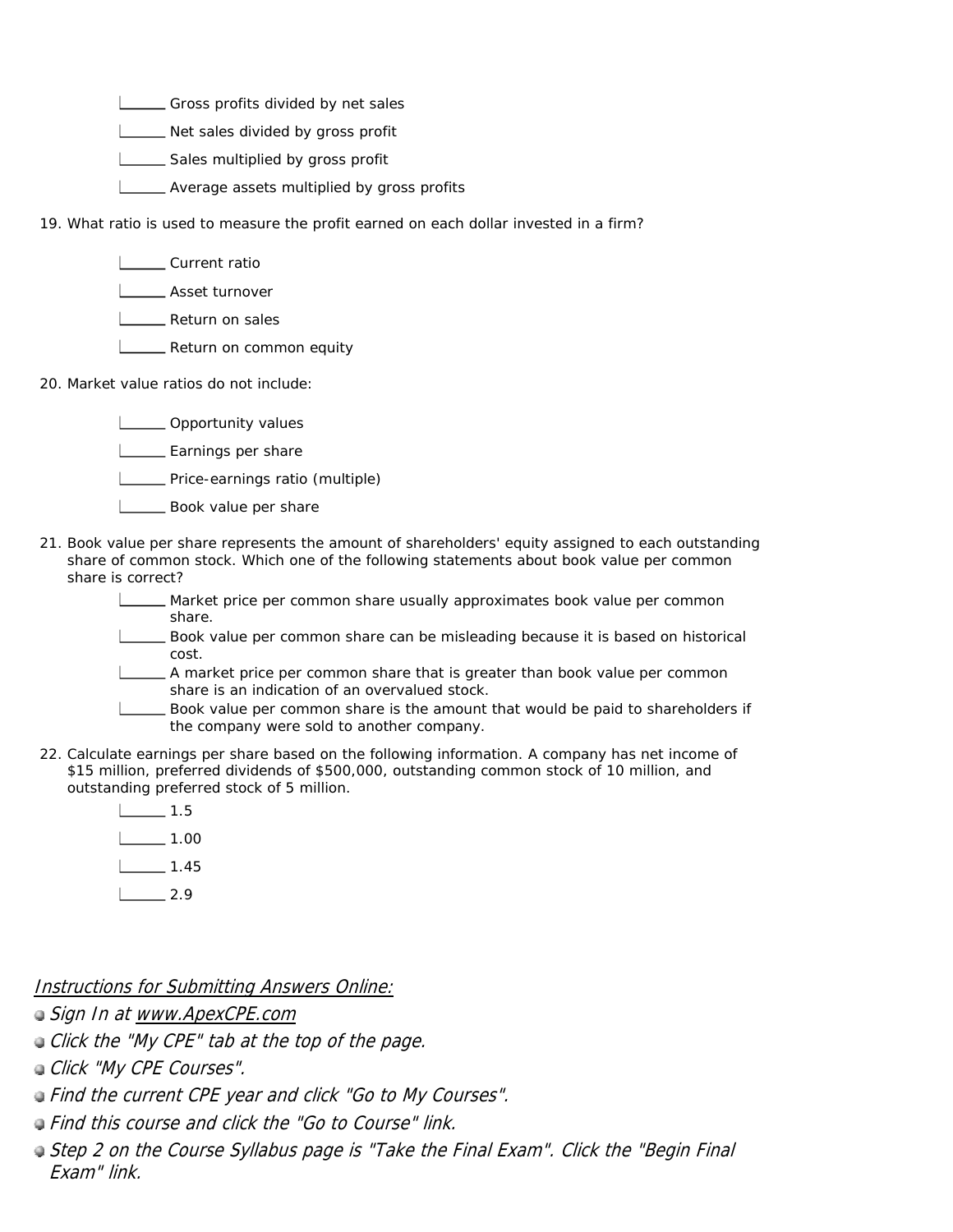- ______ Gross profits divided by net sales
- ______ Net sales divided by gross profit
- ______ Sales multiplied by gross profit
- ______ Average assets multiplied by gross profits

19. What ratio is used to measure the profit earned on each dollar invested in a firm?

- ______ Current ratio
- ______ Asset turnover
- ______ Return on sales
- ______ Return on common equity

20. Market value ratios do not include:

- ______ Opportunity values
- ______ Earnings per share
- ______ Price-earnings ratio (multiple)
- ______ Book value per share

21. Book value per share represents the amount of shareholders' equity assigned to each outstanding share of common stock. Which one of the following statements about book value per common share is correct?

- ______ Market price per common share usually approximates book value per common share.
- ______ Book value per common share can be misleading because it is based on historical cost.
- ______ A market price per common share that is greater than book value per common share is an indication of an overvalued stock.
- ______ Book value per common share is the amount that would be paid to shareholders if the company were sold to another company.

22. Calculate earnings per share based on the following information. A company has net income of $15 million, preferred dividends of $500,000, outstanding common stock of 10 million, and outstanding preferred stock of 5 million.

- ______ 1.5
- ______ 1.00
- ______ 1.45
- ______ 2.9

*<u>Instructions for Submitting Answers Online:</u>*

- *Sign In at www.ApexCPE.com*
- *Click the "My CPE" tab at the top of the page.*
- *Click "My CPE Courses".*
- *Find the current CPE year and click "Go to My Courses".*
- *Find this course and click the "Go to Course" link.*
- *Step 2 on the Course Syllabus page is "Take the Final Exam". Click the "Begin Final Exam" link.*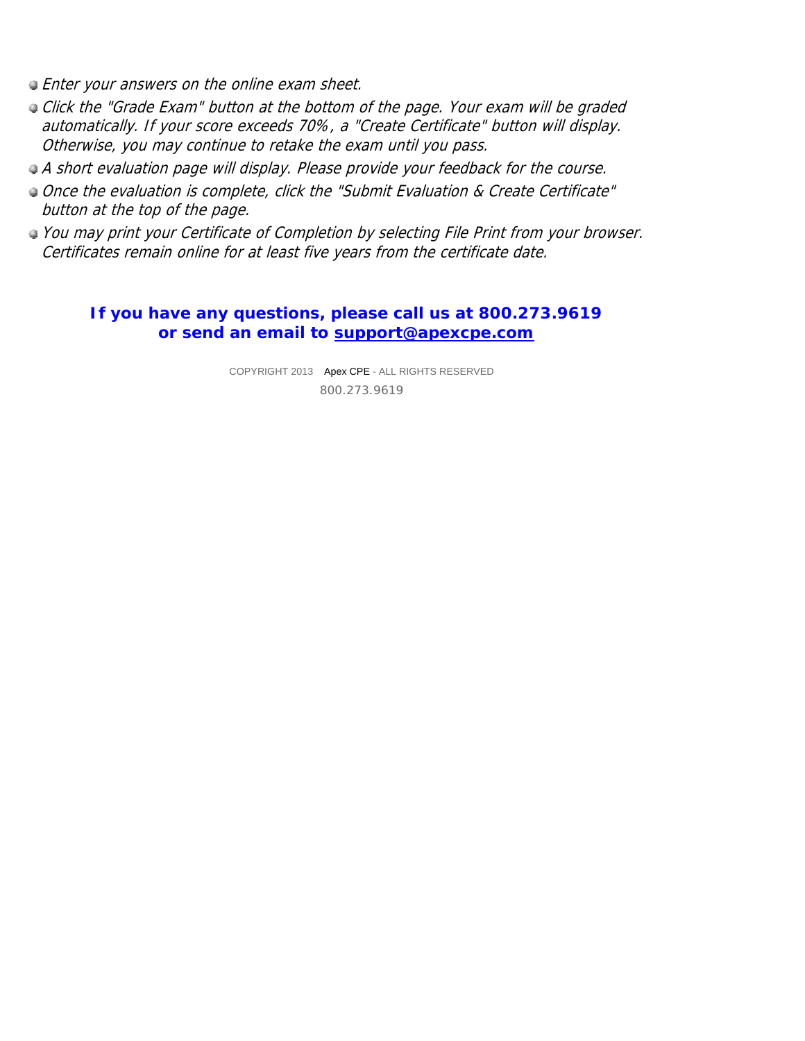- *Enter your answers on the online exam sheet.*
- *Click the "Grade Exam" button at the bottom of the page. Your exam will be graded automatically. If your score exceeds 70%, a "Create Certificate" button will display. Otherwise, you may continue to retake the exam until you pass.*
- *A short evaluation page will display. Please provide your feedback for the course.*
- *Once the evaluation is complete, click the "Submit Evaluation & Create Certificate" button at the top of the page.*
- *You may print your Certificate of Completion by selecting File Print from your browser. Certificates remain online for at least five years from the certificate date.*

**If you have any questions, please call us at 800.273.9619 or send an email to support@apexcpe.com**

COPYRIGHT 2013 Apex CPE - ALL RIGHTS RESERVED
800.273.9619